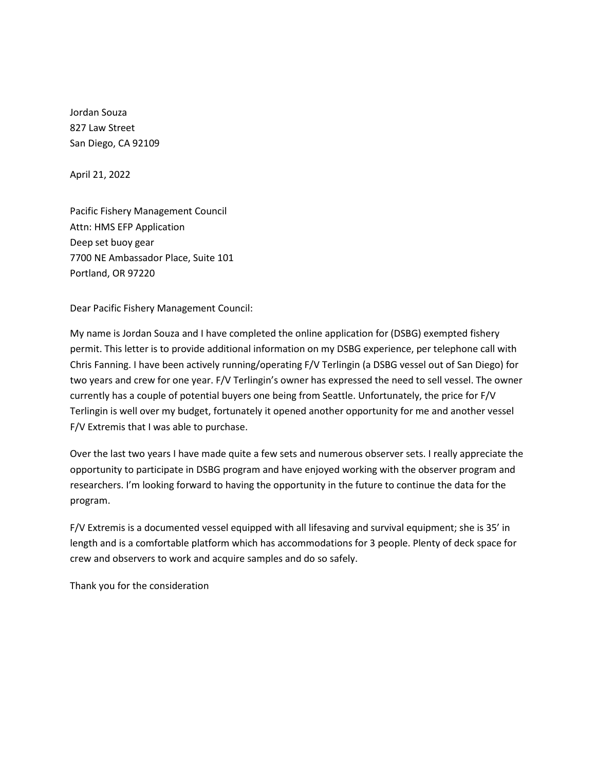Jordan Souza
827 Law Street
San Diego, CA 92109

April 21, 2022

Pacific Fishery Management Council
Attn: HMS EFP Application
Deep set buoy gear
7700 NE Ambassador Place, Suite 101
Portland, OR 97220

Dear Pacific Fishery Management Council:

My name is Jordan Souza and I have completed the online application for (DSBG) exempted fishery permit. This letter is to provide additional information on my DSBG experience, per telephone call with Chris Fanning. I have been actively running/operating F/V Terlingin (a DSBG vessel out of San Diego) for two years and crew for one year. F/V Terlingin's owner has expressed the need to sell vessel. The owner currently has a couple of potential buyers one being from Seattle. Unfortunately, the price for F/V Terlingin is well over my budget, fortunately it opened another opportunity for me and another vessel F/V Extremis that I was able to purchase.

Over the last two years I have made quite a few sets and numerous observer sets. I really appreciate the opportunity to participate in DSBG program and have enjoyed working with the observer program and researchers. I'm looking forward to having the opportunity in the future to continue the data for the program.

F/V Extremis is a documented vessel equipped with all lifesaving and survival equipment; she is 35' in length and is a comfortable platform which has accommodations for 3 people. Plenty of deck space for crew and observers to work and acquire samples and do so safely.

Thank you for the consideration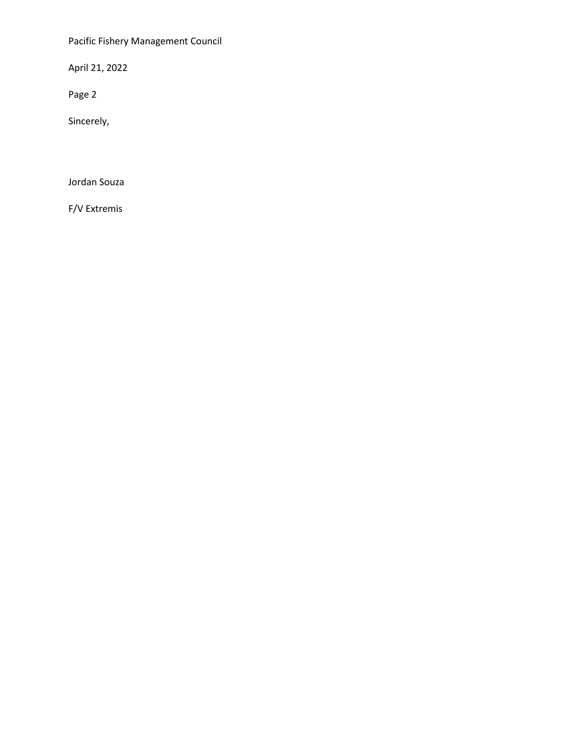Sincerely,

Jordan Souza

F/V Extremis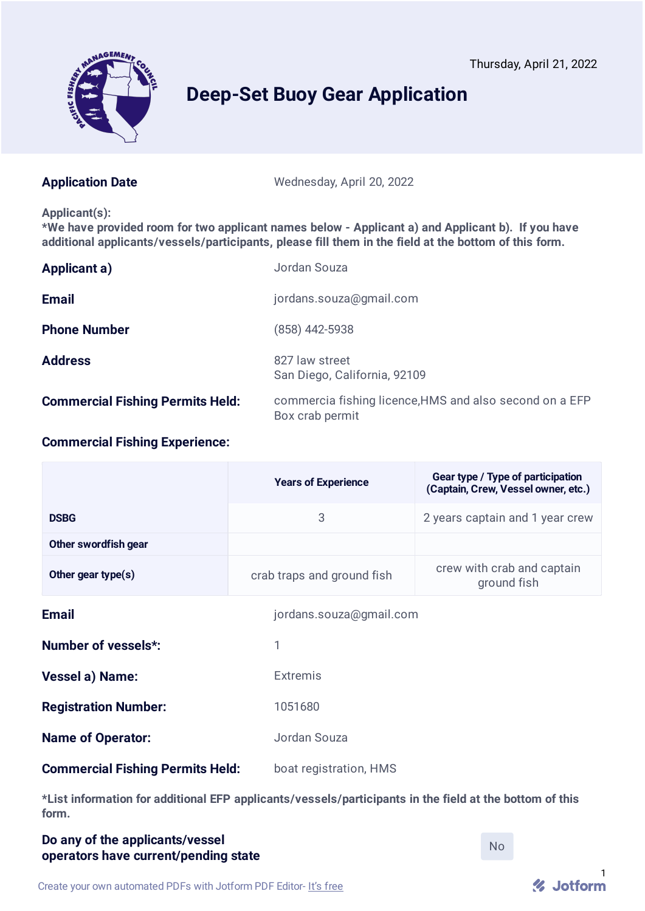Thursday, April 21, 2022

# Deep-Set Buoy Gear Application

**Application Date** Wednesday, April 20, 2022

**Applicant(s):**
***We have provided room for two applicant names below - Applicant a) and Applicant b). If you have additional applicants/vessels/participants, please fill them in the field at the bottom of this form.**

**Applicant a)** Jordan Souza

**Email** jordans.souza@gmail.com

**Phone Number** (858) 442-5938

**Address** 827 law street
San Diego, California, 92109

**Commercial Fishing Permits Held:** commercia fishing licence,HMS and also second on a EFP Box crab permit

**Commercial Fishing Experience:**

| | Years of Experience | Gear type / Type of participation (Captain, Crew, Vessel owner, etc.) |
|---|---|---|
| DSBG | 3 | 2 years captain and 1 year crew |
| Other swordfish gear | | |
| Other gear type(s) | crab traps and ground fish | crew with crab and captain ground fish |

**Email** jordans.souza@gmail.com

**Number of vessels*:** 1

**Vessel a) Name:** Extremis

**Registration Number:** 1051680

**Name of Operator:** Jordan Souza

**Commercial Fishing Permits Held:** boat registration, HMS

***List information for additional EFP applicants/vessels/participants in the field at the bottom of this form.**

**Do any of the applicants/vessel operators have current/pending state** No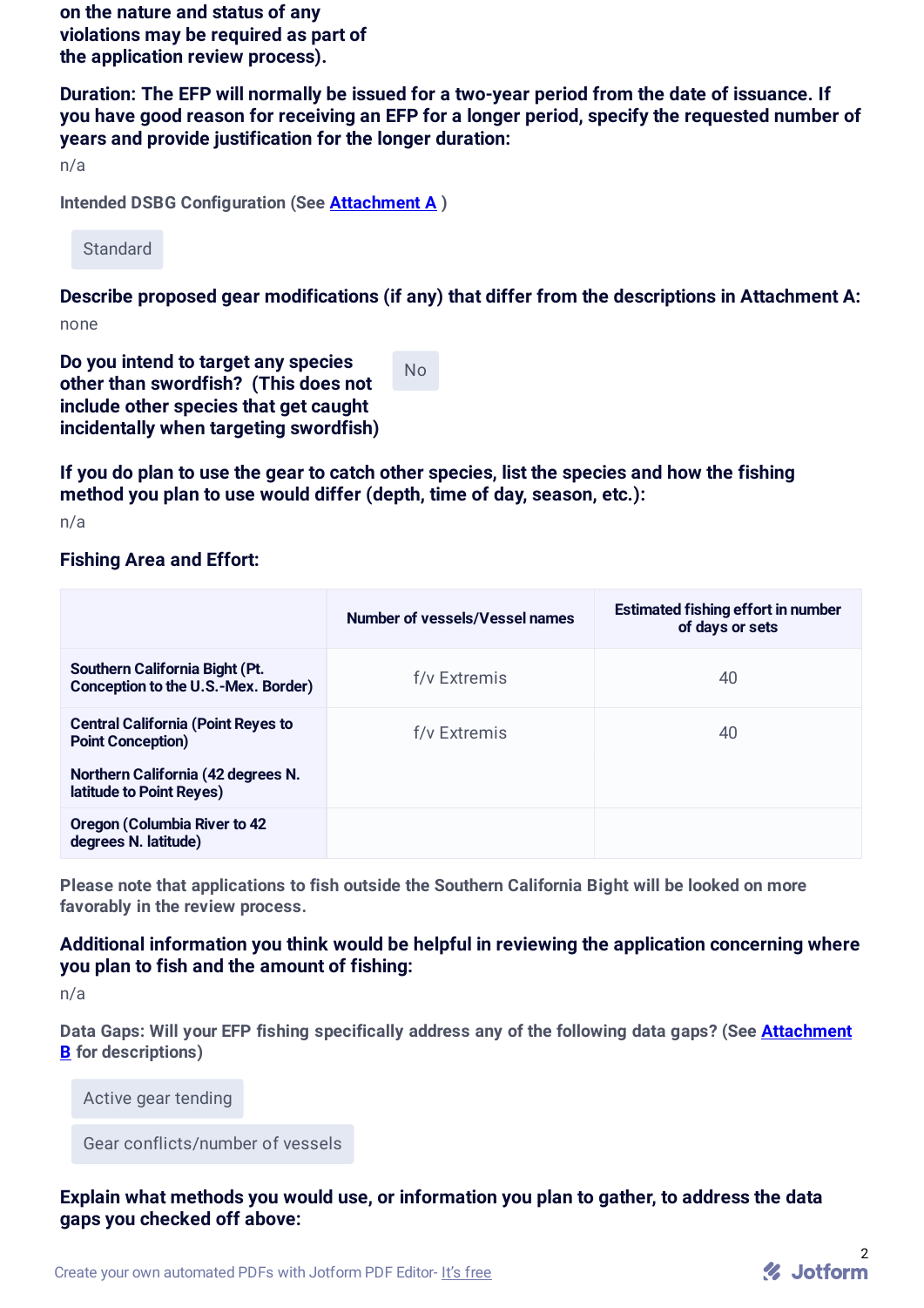**on the nature and status of any violations may be required as part of the application review process).**

**Duration: The EFP will normally be issued for a two-year period from the date of issuance. If you have good reason for receiving an EFP for a longer period, specify the requested number of years and provide justification for the longer duration:**

n/a

**Intended DSBG Configuration (See Attachment A )**

Standard

**Describe proposed gear modifications (if any) that differ from the descriptions in Attachment A:**

none

**Do you intend to target any species other than swordfish? (This does not include other species that get caught incidentally when targeting swordfish)**

No

**If you do plan to use the gear to catch other species, list the species and how the fishing method you plan to use would differ (depth, time of day, season, etc.):**

n/a

**Fishing Area and Effort:**

| | Number of vessels/Vessel names | Estimated fishing effort in number of days or sets |
|---|---|---|
| **Southern California Bight (Pt. Conception to the U.S.-Mex. Border)** | f/v Extremis | 40 |
| **Central California (Point Reyes to Point Conception)**<br>**Northern California (42 degrees N. latitude to Point Reyes)** | f/v Extremis | 40 |
| **Oregon (Columbia River to 42 degrees N. latitude)** | | |

**Please note that applications to fish outside the Southern California Bight will be looked on more favorably in the review process.**

**Additional information you think would be helpful in reviewing the application concerning where you plan to fish and the amount of fishing:**

n/a

**Data Gaps: Will your EFP fishing specifically address any of the following data gaps? (See Attachment B for descriptions)**

Active gear tending

Gear conflicts/number of vessels

**Explain what methods you would use, or information you plan to gather, to address the data gaps you checked off above:**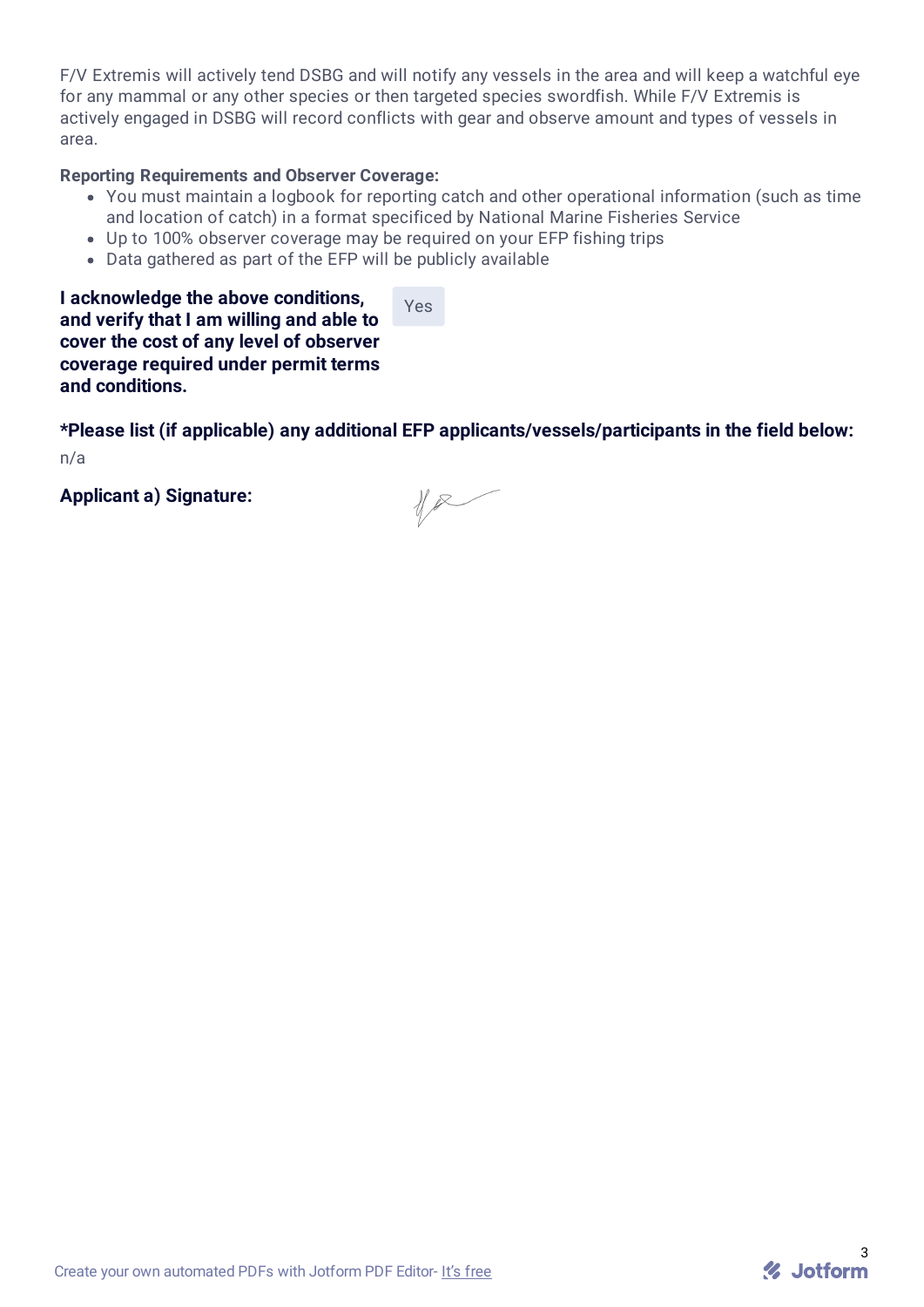F/V Extremis will actively tend DSBG and will notify any vessels in the area and will keep a watchful eye for any mammal or any other species or then targeted species swordfish. While F/V Extremis is actively engaged in DSBG will record conflicts with gear and observe amount and types of vessels in area.

**Reporting Requirements and Observer Coverage:**

- You must maintain a logbook for reporting catch and other operational information (such as time and location of catch) in a format specificed by National Marine Fisheries Service
- Up to 100% observer coverage may be required on your EFP fishing trips
- Data gathered as part of the EFP will be publicly available

**I acknowledge the above conditions, and verify that I am willing and able to cover the cost of any level of observer coverage required under permit terms and conditions.** Yes

**\*Please list (if applicable) any additional EFP applicants/vessels/participants in the field below:**

n/a

**Applicant a) Signature:**

Create your own automated PDFs with Jotform PDF Editor- It's free